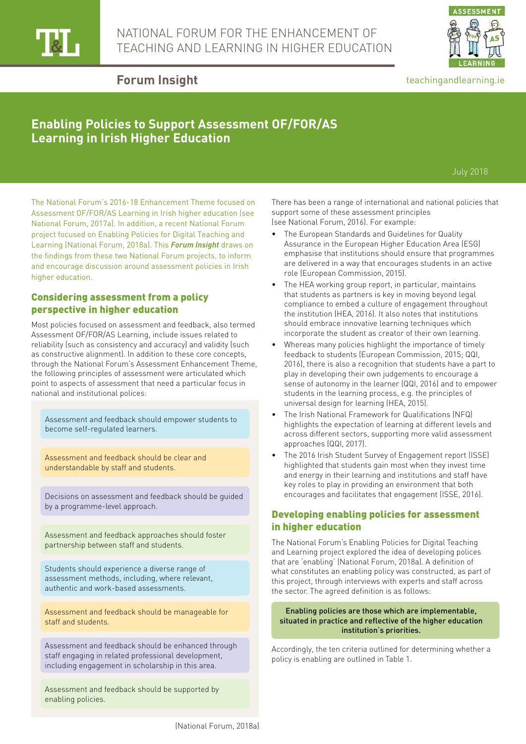NATIONAL FORUM FOR THE ENHANCEMENT OF TEACHING AND LEARNING IN HIGHER EDUCATION

**Forum Insight**

teachingandlearning.ie

# Enabling Policies to Support Assessment OF/FOR/AS Learning in Irish Higher Education

July 2018

The National Forum's 2016-18 Enhancement Theme focused on Assessment OF/FOR/AS Learning in Irish higher education (see National Forum, 2017a). In addition, a recent National Forum project focused on Enabling Policies for Digital Teaching and Learning (National Forum, 2018a). This ***Forum Insight*** draws on the findings from these two National Forum projects, to inform and encourage discussion around assessment policies in Irish higher education.

## Considering assessment from a policy perspective in higher education

Most policies focused on assessment and feedback, also termed Assessment OF/FOR/AS Learning, include issues related to reliability (such as consistency and accuracy) and validity (such as constructive alignment). In addition to these core concepts, through the National Forum's Assessment Enhancement Theme, the following principles of assessment were articulated which point to aspects of assessment that need a particular focus in national and institutional polices:

- Assessment and feedback should empower students to become self-regulated learners.
- Assessment and feedback should be clear and understandable by staff and students.
- Decisions on assessment and feedback should be guided by a programme-level approach.
- Assessment and feedback approaches should foster partnership between staff and students.
- Students should experience a diverse range of assessment methods, including, where relevant, authentic and work-based assessments.
- Assessment and feedback should be manageable for staff and students.
- Assessment and feedback should be enhanced through staff engaging in related professional development, including engagement in scholarship in this area.
- Assessment and feedback should be supported by enabling policies.

(National Forum, 2018a)

There has been a range of international and national policies that support some of these assessment principles (see National Forum, 2016). For example:

- The European Standards and Guidelines for Quality Assurance in the European Higher Education Area (ESG) emphasise that institutions should ensure that programmes are delivered in a way that encourages students in an active role (European Commission, 2015).
- The HEA working group report, in particular, maintains that students as partners is key in moving beyond legal compliance to embed a culture of engagement throughout the institution (HEA, 2016). It also notes that institutions should embrace innovative learning techniques which incorporate the student as creator of their own learning.
- Whereas many policies highlight the importance of timely feedback to students (European Commission, 2015; QQI, 2016), there is also a recognition that students have a part to play in developing their own judgements to encourage a sense of autonomy in the learner (QQI, 2016) and to empower students in the learning process, e.g. the principles of universal design for learning (HEA, 2015).
- The Irish National Framework for Qualifications (NFQ) highlights the expectation of learning at different levels and across different sectors, supporting more valid assessment approaches (QQI, 2017).
- The 2016 Irish Student Survey of Engagement report (ISSE) highlighted that students gain most when they invest time and energy in their learning and institutions and staff have key roles to play in providing an environment that both encourages and facilitates that engagement (ISSE, 2016).

## Developing enabling policies for assessment in higher education

The National Forum's Enabling Policies for Digital Teaching and Learning project explored the idea of developing polices that are 'enabling' (National Forum, 2018a). A definition of what constitutes an enabling policy was constructed, as part of this project, through interviews with experts and staff across the sector. The agreed definition is as follows:

**Enabling policies are those which are implementable, situated in practice and reflective of the higher education institution's priorities.**

Accordingly, the ten criteria outlined for determining whether a policy is enabling are outlined in Table 1.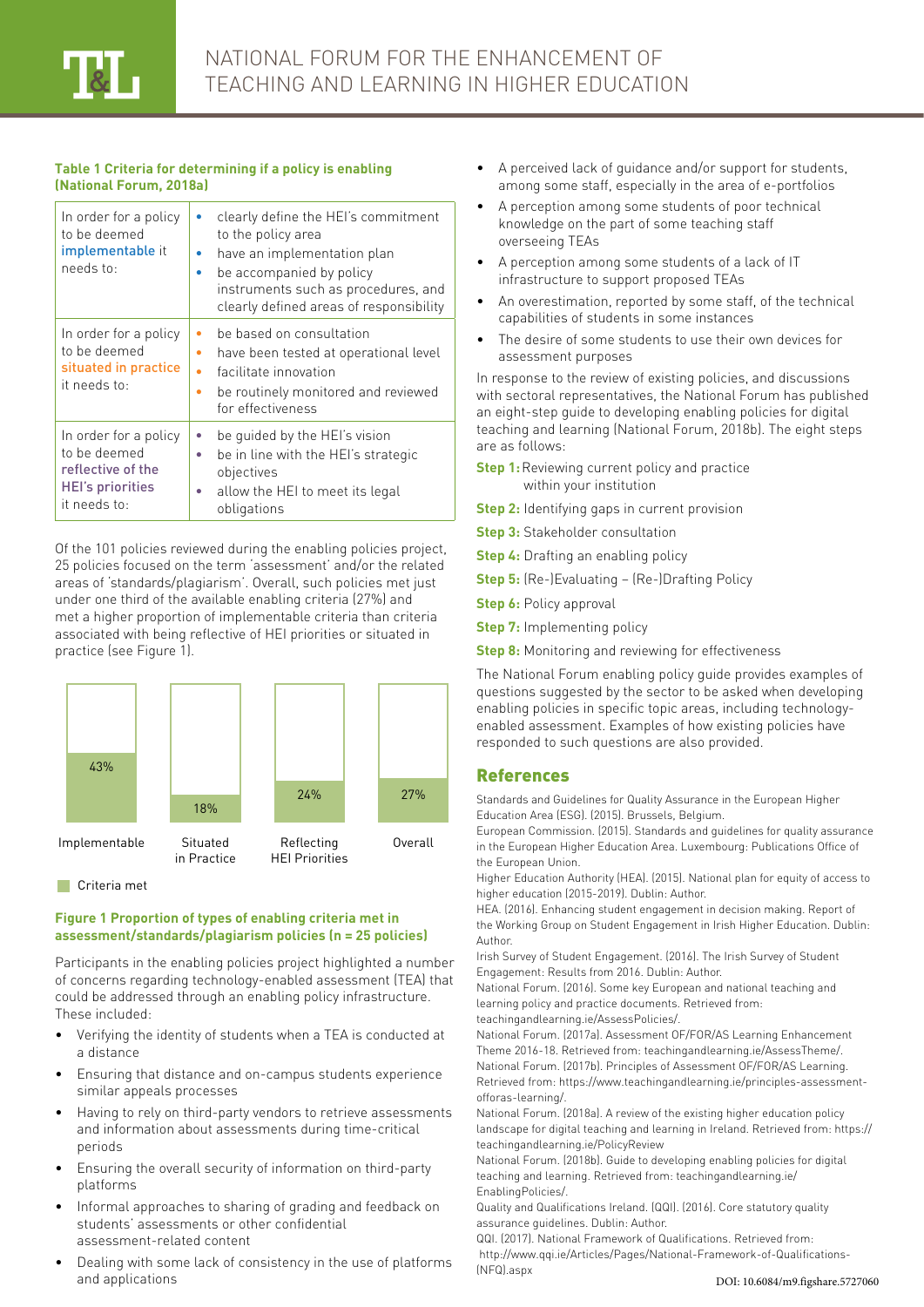**Table 1 Criteria for determining if a policy is enabling (National Forum, 2018a)**

| | |
|---|---|
| In order for a policy to be deemed implementable it needs to: | • clearly define the HEI's commitment to the policy area<br>• have an implementation plan<br>• be accompanied by policy instruments such as procedures, and clearly defined areas of responsibility |
| In order for a policy to be deemed situated in practice it needs to: | • be based on consultation<br>• have been tested at operational level<br>• facilitate innovation<br>• be routinely monitored and reviewed for effectiveness |
| In order for a policy to be deemed reflective of the HEI's priorities it needs to: | • be guided by the HEI's vision<br>• be in line with the HEI's strategic objectives<br>• allow the HEI to meet its legal obligations |

Of the 101 policies reviewed during the enabling policies project, 25 policies focused on the term 'assessment' and/or the related areas of 'standards/plagiarism'. Overall, such policies met just under one third of the available enabling criteria (27%) and met a higher proportion of implementable criteria than criteria associated with being reflective of HEI priorities or situated in practice (see Figure 1).

43%
18%
24%
27%
Implementable
Situated in Practice
Reflecting HEI Priorities
Overall
Criteria met

**Figure 1 Proportion of types of enabling criteria met in assessment/standards/plagiarism policies (n = 25 policies)**

Participants in the enabling policies project highlighted a number of concerns regarding technology-enabled assessment (TEA) that could be addressed through an enabling policy infrastructure. These included:

- Verifying the identity of students when a TEA is conducted at a distance
- Ensuring that distance and on-campus students experience similar appeals processes
- Having to rely on third-party vendors to retrieve assessments and information about assessments during time-critical periods
- Ensuring the overall security of information on third-party platforms
- Informal approaches to sharing of grading and feedback on students' assessments or other confidential assessment-related content
- Dealing with some lack of consistency in the use of platforms and applications
- A perceived lack of guidance and/or support for students, among some staff, especially in the area of e-portfolios
- A perception among some students of poor technical knowledge on the part of some teaching staff overseeing TEAs
- A perception among some students of a lack of IT infrastructure to support proposed TEAs
- An overestimation, reported by some staff, of the technical capabilities of students in some instances
- The desire of some students to use their own devices for assessment purposes

In response to the review of existing policies, and discussions with sectoral representatives, the National Forum has published an eight-step guide to developing enabling policies for digital teaching and learning (National Forum, 2018b). The eight steps are as follows:

**Step 1:** Reviewing current policy and practice within your institution

**Step 2:** Identifying gaps in current provision

**Step 3:** Stakeholder consultation

**Step 4:** Drafting an enabling policy

**Step 5:** (Re-)Evaluating – (Re-)Drafting Policy

**Step 6:** Policy approval

**Step 7:** Implementing policy

**Step 8:** Monitoring and reviewing for effectiveness

The National Forum enabling policy guide provides examples of questions suggested by the sector to be asked when developing enabling policies in specific topic areas, including technology-enabled assessment. Examples of how existing policies have responded to such questions are also provided.

## References

Standards and Guidelines for Quality Assurance in the European Higher Education Area (ESG). (2015). Brussels, Belgium.

European Commission. (2015). Standards and guidelines for quality assurance in the European Higher Education Area. Luxembourg: Publications Office of the European Union.

Higher Education Authority (HEA). (2015). National plan for equity of access to higher education (2015-2019). Dublin: Author.

HEA. (2016). Enhancing student engagement in decision making. Report of the Working Group on Student Engagement in Irish Higher Education. Dublin: Author.

Irish Survey of Student Engagement. (2016). The Irish Survey of Student Engagement: Results from 2016. Dublin: Author.

National Forum. (2016). Some key European and national teaching and learning policy and practice documents. Retrieved from: teachingandlearning.ie/AssessPolicies/.

National Forum. (2017a). Assessment OF/FOR/AS Learning Enhancement Theme 2016-18. Retrieved from: teachingandlearning.ie/AssessTheme/.

National Forum. (2017b). Principles of Assessment OF/FOR/AS Learning. Retrieved from: https://www.teachingandlearning.ie/principles-assessment-offoras-learning/.

National Forum. (2018a). A review of the existing higher education policy landscape for digital teaching and learning in Ireland. Retrieved from: https://teachingandlearning.ie/PolicyReview

National Forum. (2018b). Guide to developing enabling policies for digital teaching and learning. Retrieved from: teachingandlearning.ie/EnablingPolicies/.

Quality and Qualifications Ireland. (QQI). (2016). Core statutory quality assurance guidelines. Dublin: Author.

QQI. (2017). National Framework of Qualifications. Retrieved from: http://www.qqi.ie/Articles/Pages/National-Framework-of-Qualifications-(NFQ).aspx

DOI: 10.6084/m9.figshare.5727060